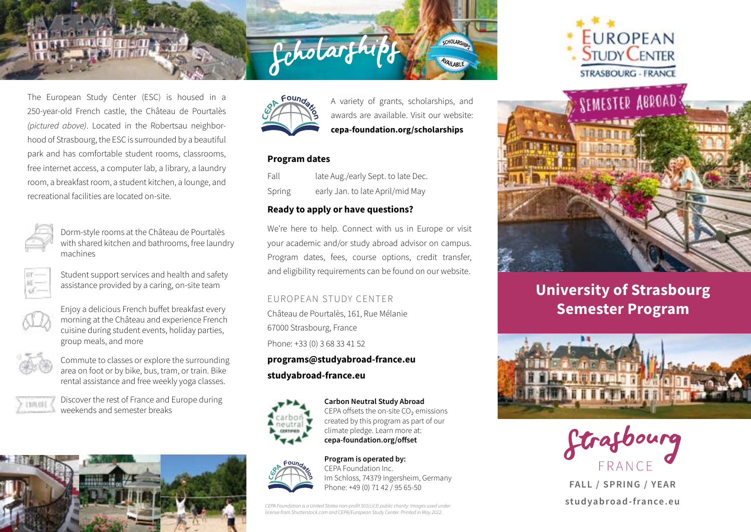The European Study Center (ESC) is housed in a 250-year-old French castle, the Château de Pourtalès *(pictured above)*. Located in the Robertsau neighborhood of Strasbourg, the ESC is surrounded by a beautiful park and has comfortable student rooms, classrooms, free internet access, a computer lab, a library, a laundry room, a breakfast room, a student kitchen, a lounge, and recreational facilities are located on-site.

- Dorm-style rooms at the Château de Pourtalès with shared kitchen and bathrooms, free laundry machines
- Student support services and health and safety assistance provided by a caring, on-site team
- Enjoy a delicious French buffet breakfast every morning at the Château and experience French cuisine during student events, holiday parties, group meals, and more
- Commute to classes or explore the surrounding area on foot or by bike, bus, tram, or train. Bike rental assistance and free weekly yoga classes.
- Discover the rest of France and Europe during weekends and semester breaks

# Scholarships

SCHOLARSHIPS AVAILABLE

A variety of grants, scholarships, and awards are available. Visit our website: **cepa-foundation.org/scholarships**

**Program dates**

| | |
|---|---|
| Fall | late Aug./early Sept. to late Dec. |
| Spring | early Jan. to late April/mid May |

**Ready to apply or have questions?**

We're here to help. Connect with us in Europe or visit your academic and/or study abroad advisor on campus. Program dates, fees, course options, credit transfer, and eligibility requirements can be found on our website.

EUROPEAN STUDY CENTER
Château de Pourtalès, 161, Rue Mélanie
67000 Strasbourg, France
Phone: +33 (0) 3 68 33 41 52
**programs@studyabroad-france.eu**
**studyabroad-france.eu**

**Carbon Neutral Study Abroad**
CEPA offsets the on-site $CO_2$ emissions created by this program as part of our climate pledge. Learn more at: **cepa-foundation.org/offset**

**Program is operated by:**
CEPA Foundation Inc.
Im Schloss, 74379 Ingersheim, Germany
Phone: +49 (0) 71 42 / 95 65-50

*CEPA Foundation is a United States non-profit 501(c)(3) public charity. Images used under license from Shutterstock.com and CEPA/European Study Center. Printed in May 2022.*

EUROPEAN STUDY CENTER
STRASBOURG - FRANCE

SEMESTER ABROAD

# University of Strasbourg Semester Program

Strasbourg
FRANCE

**FALL / SPRING / YEAR**

**studyabroad-france.eu**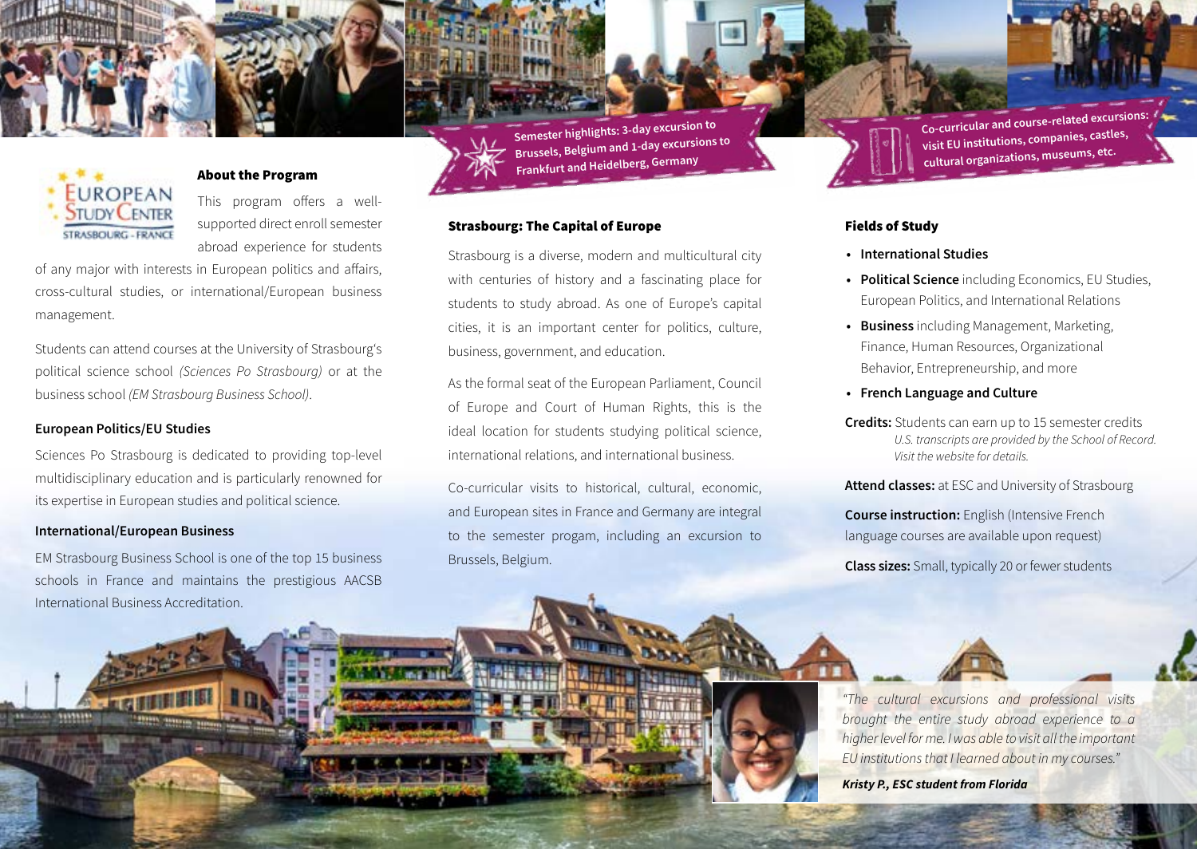EUROPEAN STUDY CENTER
STRASBOURG - FRANCE

## About the Program

This program offers a well-supported direct enroll semester abroad experience for students of any major with interests in European politics and affairs, cross-cultural studies, or international/European business management.

Students can attend courses at the University of Strasbourg's political science school *(Sciences Po Strasbourg)* or at the business school *(EM Strasbourg Business School)*.

### European Politics/EU Studies

Sciences Po Strasbourg is dedicated to providing top-level multidisciplinary education and is particularly renowned for its expertise in European studies and political science.

### International/European Business

EM Strasbourg Business School is one of the top 15 business schools in France and maintains the prestigious AACSB International Business Accreditation.

**Semester highlights: 3-day excursion to Brussels, Belgium and 1-day excursions to Frankfurt and Heidelberg, Germany**

## Strasbourg: The Capital of Europe

Strasbourg is a diverse, modern and multicultural city with centuries of history and a fascinating place for students to study abroad. As one of Europe's capital cities, it is an important center for politics, culture, business, government, and education.

As the formal seat of the European Parliament, Council of Europe and Court of Human Rights, this is the ideal location for students studying political science, international relations, and international business.

Co-curricular visits to historical, cultural, economic, and European sites in France and Germany are integral to the semester progam, including an excursion to Brussels, Belgium.

**Co-curricular and course-related excursions: visit EU institutions, companies, castles, cultural organizations, museums, etc.**

## Fields of Study

- **International Studies**
- **Political Science** including Economics, EU Studies, European Politics, and International Relations
- **Business** including Management, Marketing, Finance, Human Resources, Organizational Behavior, Entrepreneurship, and more
- **French Language and Culture**

**Credits:** Students can earn up to 15 semester credits
*U.S. transcripts are provided by the School of Record. Visit the website for details.*

**Attend classes:** at ESC and University of Strasbourg

**Course instruction:** English (Intensive French language courses are available upon request)

**Class sizes:** Small, typically 20 or fewer students

*"The cultural excursions and professional visits brought the entire study abroad experience to a higher level for me. I was able to visit all the important EU institutions that I learned about in my courses."*

***Kristy P., ESC student from Florida***